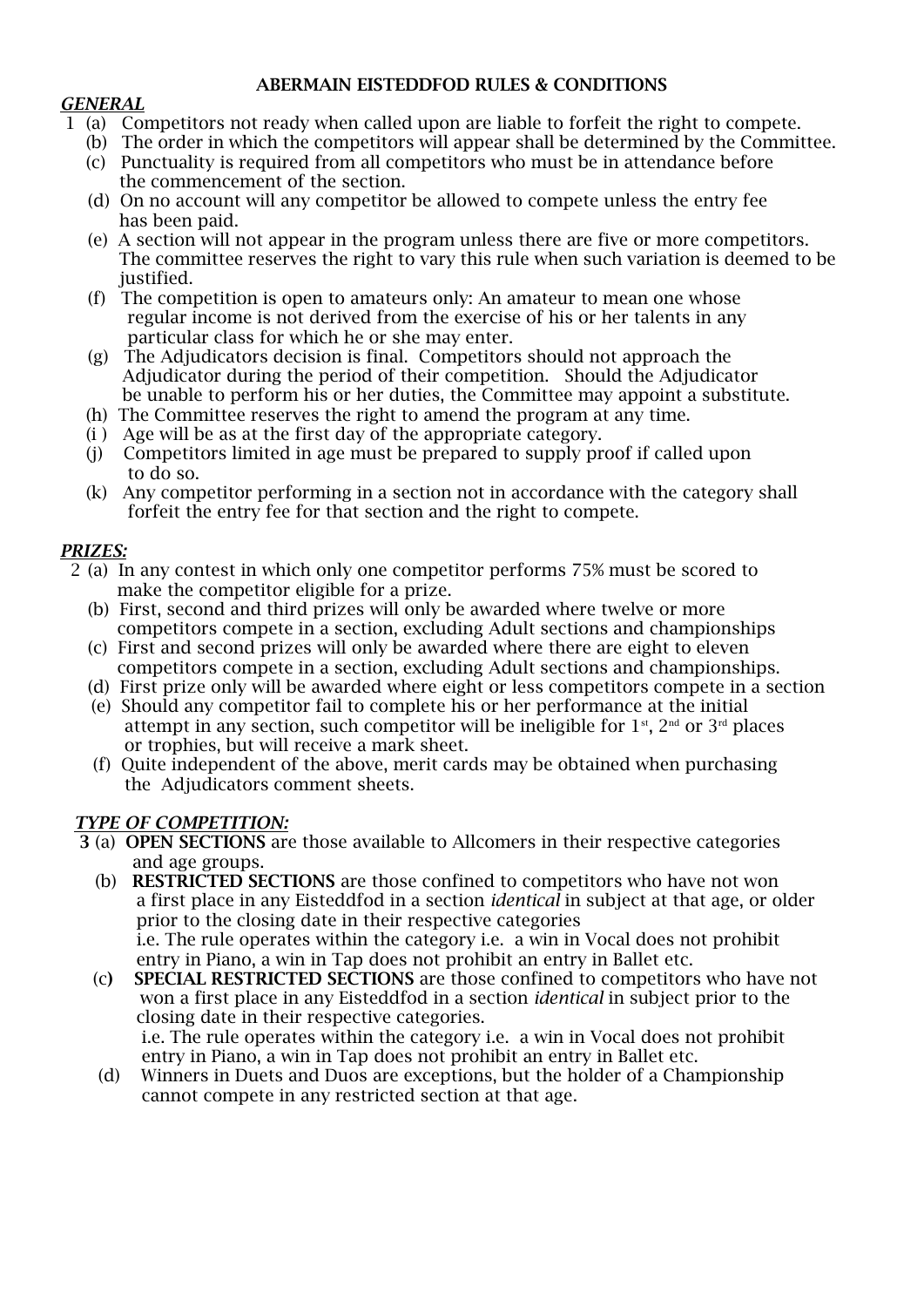# ABERMAIN EISTEDDFOD RULES & CONDITIONS

***GENERAL***

1. (a) Competitors not ready when called upon are liable to forfeit the right to compete.
   (b) The order in which the competitors will appear shall be determined by the Committee.
   (c) Punctuality is required from all competitors who must be in attendance before the commencement of the section.
   (d) On no account will any competitor be allowed to compete unless the entry fee has been paid.
   (e) A section will not appear in the program unless there are five or more competitors. The committee reserves the right to vary this rule when such variation is deemed to be justified.
   (f) The competition is open to amateurs only: An amateur to mean one whose regular income is not derived from the exercise of his or her talents in any particular class for which he or she may enter.
   (g) The Adjudicators decision is final. Competitors should not approach the Adjudicator during the period of their competition. Should the Adjudicator be unable to perform his or her duties, the Committee may appoint a substitute.
   (h) The Committee reserves the right to amend the program at any time.
   (i) Age will be as at the first day of the appropriate category.
   (j) Competitors limited in age must be prepared to supply proof if called upon to do so.
   (k) Any competitor performing in a section not in accordance with the category shall forfeit the entry fee for that section and the right to compete.

***PRIZES:***

2. (a) In any contest in which only one competitor performs 75% must be scored to make the competitor eligible for a prize.
   (b) First, second and third prizes will only be awarded where twelve or more competitors compete in a section, excluding Adult sections and championships
   (c) First and second prizes will only be awarded where there are eight to eleven competitors compete in a section, excluding Adult sections and championships.
   (d) First prize only will be awarded where eight or less competitors compete in a section
   (e) Should any competitor fail to complete his or her performance at the initial attempt in any section, such competitor will be ineligible for 1st, 2nd or 3rd places or trophies, but will receive a mark sheet.
   (f) Quite independent of the above, merit cards may be obtained when purchasing the Adjudicators comment sheets.

***TYPE OF COMPETITION:***

3. (a) **OPEN SECTIONS** are those available to Allcomers in their respective categories and age groups.
   (b) **RESTRICTED SECTIONS** are those confined to competitors who have not won a first place in any Eisteddfod in a section *identical* in subject at that age, or older prior to the closing date in their respective categories
   i.e. The rule operates within the category i.e. a win in Vocal does not prohibit entry in Piano, a win in Tap does not prohibit an entry in Ballet etc.
   (c) **SPECIAL RESTRICTED SECTIONS** are those confined to competitors who have not won a first place in any Eisteddfod in a section *identical* in subject prior to the closing date in their respective categories.
   i.e. The rule operates within the category i.e. a win in Vocal does not prohibit entry in Piano, a win in Tap does not prohibit an entry in Ballet etc.
   (d) Winners in Duets and Duos are exceptions, but the holder of a Championship cannot compete in any restricted section at that age.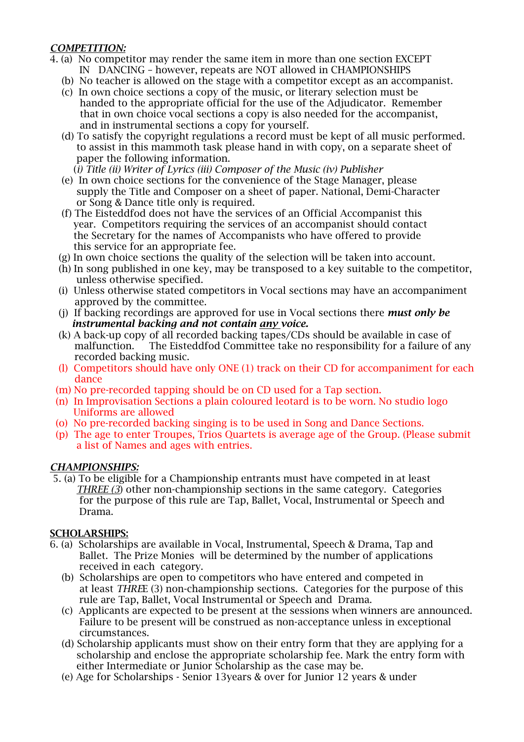***COMPETITION:***

4. (a) No competitor may render the same item in more than one section EXCEPT IN DANCING – however, repeats are NOT allowed in CHAMPIONSHIPS
   (b) No teacher is allowed on the stage with a competitor except as an accompanist.
   (c) In own choice sections a copy of the music, or literary selection must be handed to the appropriate official for the use of the Adjudicator. Remember that in own choice vocal sections a copy is also needed for the accompanist, and in instrumental sections a copy for yourself.
   (d) To satisfy the copyright regulations a record must be kept of all music performed. to assist in this mammoth task please hand in with copy, on a separate sheet of paper the following information.
   *(i) Title (ii) Writer of Lyrics (iii) Composer of the Music (iv) Publisher*
   (e) In own choice sections for the convenience of the Stage Manager, please supply the Title and Composer on a sheet of paper. National, Demi-Character or Song & Dance title only is required.
   (f) The Eisteddfod does not have the services of an Official Accompanist this year. Competitors requiring the services of an accompanist should contact the Secretary for the names of Accompanists who have offered to provide this service for an appropriate fee.
   (g) In own choice sections the quality of the selection will be taken into account.
   (h) In song published in one key, may be transposed to a key suitable to the competitor, unless otherwise specified.
   (i) Unless otherwise stated competitors in Vocal sections may have an accompaniment approved by the committee.
   (j) If backing recordings are approved for use in Vocal sections there ***must only be instrumental backing and not contain any voice.***
   (k) A back-up copy of all recorded backing tapes/CDs should be available in case of malfunction. The Eisteddfod Committee take no responsibility for a failure of any recorded backing music.
   (l) Competitors should have only ONE (1) track on their CD for accompaniment for each dance
   (m) No pre-recorded tapping should be on CD used for a Tap section.
   (n) In Improvisation Sections a plain coloured leotard is to be worn. No studio logo Uniforms are allowed
   (o) No pre-recorded backing singing is to be used in Song and Dance Sections.
   (p) The age to enter Troupes, Trios Quartets is average age of the Group. (Please submit a list of Names and ages with entries.

***CHAMPIONSHIPS:***

5. (a) To be eligible for a Championship entrants must have competed in at least *THREE (3)* other non-championship sections in the same category. Categories for the purpose of this rule are Tap, Ballet, Vocal, Instrumental or Speech and Drama.

**SCHOLARSHIPS:**

6. (a) Scholarships are available in Vocal, Instrumental, Speech & Drama, Tap and Ballet. The Prize Monies will be determined by the number of applications received in each category.
   (b) Scholarships are open to competitors who have entered and competed in at least *THREE* (3) non-championship sections. Categories for the purpose of this rule are Tap, Ballet, Vocal Instrumental or Speech and Drama.
   (c) Applicants are expected to be present at the sessions when winners are announced. Failure to be present will be construed as non-acceptance unless in exceptional circumstances.
   (d) Scholarship applicants must show on their entry form that they are applying for a scholarship and enclose the appropriate scholarship fee. Mark the entry form with either Intermediate or Junior Scholarship as the case may be.
   (e) Age for Scholarships - Senior 13years & over for Junior 12 years & under